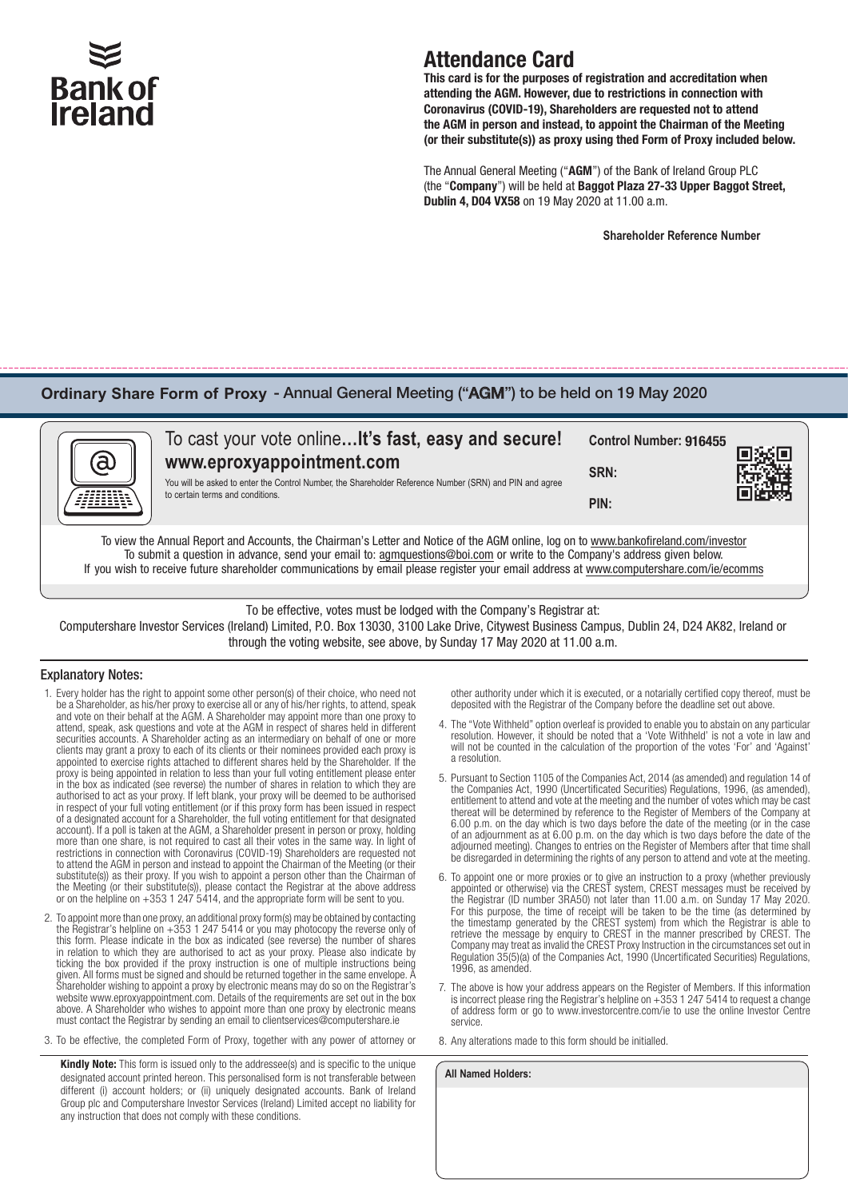Bank of Ireland

# Attendance Card

**This card is for the purposes of registration and accreditation when attending the AGM. However, due to restrictions in connection with Coronavirus (COVID-19), Shareholders are requested not to attend the AGM in person and instead, to appoint the Chairman of the Meeting (or their substitute(s)) as proxy using thed Form of Proxy included below.**

The Annual General Meeting ("**AGM**") of the Bank of Ireland Group PLC (the "**Company**") will be held at **Baggot Plaza 27-33 Upper Baggot Street, Dublin 4, D04 VX58** on 19 May 2020 at 11.00 a.m.

**Shareholder Reference Number**

## Ordinary Share Form of Proxy - Annual General Meeting ("AGM") to be held on 19 May 2020

To cast your vote online...**It's fast, easy and secure!**

**www.eproxyappointment.com**

You will be asked to enter the Control Number, the Shareholder Reference Number (SRN) and PIN and agree to certain terms and conditions.

**Control Number: 916455**

**SRN:**

**PIN:**

To view the Annual Report and Accounts, the Chairman's Letter and Notice of the AGM online, log on to www.bankofireland.com/investor
To submit a question in advance, send your email to: agmquestions@boi.com or write to the Company's address given below.
If you wish to receive future shareholder communications by email please register your email address at www.computershare.com/ie/ecomms

To be effective, votes must be lodged with the Company's Registrar at:
Computershare Investor Services (Ireland) Limited, P.O. Box 13030, 3100 Lake Drive, Citywest Business Campus, Dublin 24, D24 AK82, Ireland or through the voting website, see above, by Sunday 17 May 2020 at 11.00 a.m.

### Explanatory Notes:

1. Every holder has the right to appoint some other person(s) of their choice, who need not be a Shareholder, as his/her proxy to exercise all or any of his/her rights, to attend, speak and vote on their behalf at the AGM. A Shareholder may appoint more than one proxy to attend, speak, ask questions and vote at the AGM in respect of shares held in different securities accounts. A Shareholder acting as an intermediary on behalf of one or more clients may grant a proxy to each of its clients or their nominees provided each proxy is appointed to exercise rights attached to different shares held by the Shareholder. If the proxy is being appointed in relation to less than your full voting entitlement please enter in the box as indicated (see reverse) the number of shares in relation to which they are authorised to act as your proxy. If left blank, your proxy will be deemed to be authorised in respect of your full voting entitlement (or if this proxy form has been issued in respect of a designated account for a Shareholder, the full voting entitlement for that designated account). If a poll is taken at the AGM, a Shareholder present in person or proxy, holding more than one share, is not required to cast all their votes in the same way. In light of restrictions in connection with Coronavirus (COVID-19) Shareholders are requested not to attend the AGM in person and instead to appoint the Chairman of the Meeting (or their substitute(s)) as their proxy. If you wish to appoint a person other than the Chairman of the Meeting (or their substitute(s)), please contact the Registrar at the above address or on the helpline on +353 1 247 5414, and the appropriate form will be sent to you.
2. To appoint more than one proxy, an additional proxy form(s) may be obtained by contacting the Registrar's helpline on +353 1 247 5414 or you may photocopy the reverse only of this form. Please indicate in the box as indicated (see reverse) the number of shares in relation to which they are authorised to act as your proxy. Please also indicate by ticking the box provided if the proxy instruction is one of multiple instructions being given. All forms must be signed and should be returned together in the same envelope. A Shareholder wishing to appoint a proxy by electronic means may do so on the Registrar's website www.eproxyappointment.com. Details of the requirements are set out in the box above. A Shareholder who wishes to appoint more than one proxy by electronic means must contact the Registrar by sending an email to clientservices@computershare.ie
3. To be effective, the completed Form of Proxy, together with any power of attorney or other authority under which it is executed, or a notarially certified copy thereof, must be deposited with the Registrar of the Company before the deadline set out above.
4. The "Vote Withheld" option overleaf is provided to enable you to abstain on any particular resolution. However, it should be noted that a 'Vote Withheld' is not a vote in law and will not be counted in the calculation of the proportion of the votes 'For' and 'Against' a resolution.
5. Pursuant to Section 1105 of the Companies Act, 2014 (as amended) and regulation 14 of the Companies Act, 1990 (Uncertificated Securities) Regulations, 1996, (as amended), entitlement to attend and vote at the meeting and the number of votes which may be cast thereat will be determined by reference to the Register of Members of the Company at 6.00 p.m. on the day which is two days before the date of the meeting (or in the case of an adjournment as at 6.00 p.m. on the day which is two days before the date of the adjourned meeting). Changes to entries on the Register of Members after that time shall be disregarded in determining the rights of any person to attend and vote at the meeting.
6. To appoint one or more proxies or to give an instruction to a proxy (whether previously appointed or otherwise) via the CREST system, CREST messages must be received by the Registrar (ID number 3RA50) not later than 11.00 a.m. on Sunday 17 May 2020. For this purpose, the time of receipt will be taken to be the time (as determined by the timestamp generated by the CREST system) from which the Registrar is able to retrieve the message by enquiry to CREST in the manner prescribed by CREST. The Company may treat as invalid the CREST Proxy Instruction in the circumstances set out in Regulation 35(5)(a) of the Companies Act, 1990 (Uncertificated Securities) Regulations, 1996, as amended.
7. The above is how your address appears on the Register of Members. If this information is incorrect please ring the Registrar's helpline on +353 1 247 5414 to request a change of address form or go to www.investorcentre.com/ie to use the online Investor Centre service.
8. Any alterations made to this form should be initialled.

**Kindly Note:** This form is issued only to the addressee(s) and is specific to the unique designated account printed hereon. This personalised form is not transferable between different (i) account holders; or (ii) uniquely designated accounts. Bank of Ireland Group plc and Computershare Investor Services (Ireland) Limited accept no liability for any instruction that does not comply with these conditions.

**All Named Holders:**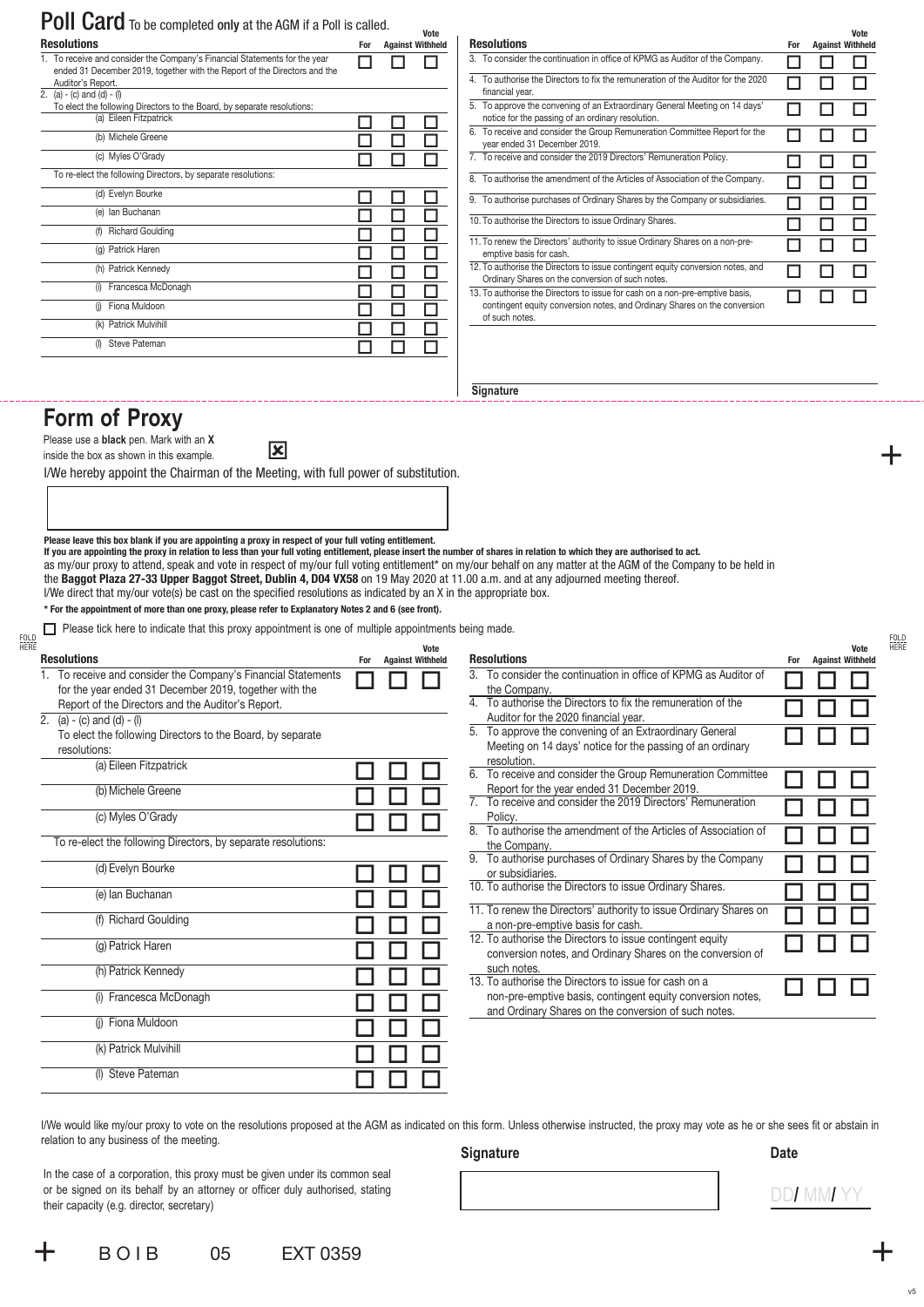# Poll Card

To be completed **only** at the AGM if a Poll is called.

| Resolutions | For | Against | Vote Withheld |
|---|---|---|---|
| 1. To receive and consider the Company's Financial Statements for the year ended 31 December 2019, together with the Report of the Directors and the Auditor's Report. | ☐ | ☐ | ☐ |
| 2. (a) - (c) and (d) - (l) | | | |
| To elect the following Directors to the Board, by separate resolutions: | | | |
| (a) Eileen Fitzpatrick | ☐ | ☐ | ☐ |
| (b) Michele Greene | ☐ | ☐ | ☐ |
| (c) Myles O'Grady | ☐ | ☐ | ☐ |
| To re-elect the following Directors, by separate resolutions: | | | |
| (d) Evelyn Bourke | ☐ | ☐ | ☐ |
| (e) Ian Buchanan | ☐ | ☐ | ☐ |
| (f) Richard Goulding | ☐ | ☐ | ☐ |
| (g) Patrick Haren | ☐ | ☐ | ☐ |
| (h) Patrick Kennedy | ☐ | ☐ | ☐ |
| (i) Francesca McDonagh | ☐ | ☐ | ☐ |
| (j) Fiona Muldoon | ☐ | ☐ | ☐ |
| (k) Patrick Mulvihill | ☐ | ☐ | ☐ |
| (l) Steve Pateman | ☐ | ☐ | ☐ |
| 3. To consider the continuation in office of KPMG as Auditor of the Company. | ☐ | ☐ | ☐ |
| 4. To authorise the Directors to fix the remuneration of the Auditor for the 2020 financial year. | ☐ | ☐ | ☐ |
| 5. To approve the convening of an Extraordinary General Meeting on 14 days' notice for the passing of an ordinary resolution. | ☐ | ☐ | ☐ |
| 6. To receive and consider the Group Remuneration Committee Report for the year ended 31 December 2019. | ☐ | ☐ | ☐ |
| 7. To receive and consider the 2019 Directors' Remuneration Policy. | ☐ | ☐ | ☐ |
| 8. To authorise the amendment of the Articles of Association of the Company. | ☐ | ☐ | ☐ |
| 9. To authorise purchases of Ordinary Shares by the Company or subsidiaries. | ☐ | ☐ | ☐ |
| 10. To authorise the Directors to issue Ordinary Shares. | ☐ | ☐ | ☐ |
| 11. To renew the Directors' authority to issue Ordinary Shares on a non-pre-emptive basis for cash. | ☐ | ☐ | ☐ |
| 12. To authorise the Directors to issue contingent equity conversion notes, and Ordinary Shares on the conversion of such notes. | ☐ | ☐ | ☐ |
| 13. To authorise the Directors to issue for cash on a non-pre-emptive basis, contingent equity conversion notes, and Ordinary Shares on the conversion of such notes. | ☐ | ☐ | ☐ |

**Signature**

# Form of Proxy

Please use a **black** pen. Mark with an **X** inside the box as shown in this example. ☒

I/We hereby appoint the Chairman of the Meeting, with full power of substitution.

**Please leave this box blank if you are appointing a proxy in respect of your full voting entitlement.**
**If you are appointing the proxy in relation to less than your full voting entitlement, please insert the number of shares in relation to which they are authorised to act.**
as my/our proxy to attend, speak and vote in respect of my/our full voting entitlement* on my/our behalf on any matter at the AGM of the Company to be held in the **Baggot Plaza 27-33 Upper Baggot Street, Dublin 4, D04 VX58** on 19 May 2020 at 11.00 a.m. and at any adjourned meeting thereof.
I/We direct that my/our vote(s) be cast on the specified resolutions as indicated by an X in the appropriate box.

**\* For the appointment of more than one proxy, please refer to Explanatory Notes 2 and 6 (see front).**

☐ Please tick here to indicate that this proxy appointment is one of multiple appointments being made.

| Resolutions | For | Against | Vote Withheld |
|---|---|---|---|
| 1. To receive and consider the Company's Financial Statements for the year ended 31 December 2019, together with the Report of the Directors and the Auditor's Report. | ☐ | ☐ | ☐ |
| 2. (a) - (c) and (d) - (l) | | | |
| To elect the following Directors to the Board, by separate resolutions: | | | |
| (a) Eileen Fitzpatrick | ☐ | ☐ | ☐ |
| (b) Michele Greene | ☐ | ☐ | ☐ |
| (c) Myles O'Grady | ☐ | ☐ | ☐ |
| To re-elect the following Directors, by separate resolutions: | | | |
| (d) Evelyn Bourke | ☐ | ☐ | ☐ |
| (e) Ian Buchanan | ☐ | ☐ | ☐ |
| (f) Richard Goulding | ☐ | ☐ | ☐ |
| (g) Patrick Haren | ☐ | ☐ | ☐ |
| (h) Patrick Kennedy | ☐ | ☐ | ☐ |
| (i) Francesca McDonagh | ☐ | ☐ | ☐ |
| (j) Fiona Muldoon | ☐ | ☐ | ☐ |
| (k) Patrick Mulvihill | ☐ | ☐ | ☐ |
| (l) Steve Pateman | ☐ | ☐ | ☐ |
| 3. To consider the continuation in office of KPMG as Auditor of the Company. | ☐ | ☐ | ☐ |
| 4. To authorise the Directors to fix the remuneration of the Auditor for the 2020 financial year. | ☐ | ☐ | ☐ |
| 5. To approve the convening of an Extraordinary General Meeting on 14 days' notice for the passing of an ordinary resolution. | ☐ | ☐ | ☐ |
| 6. To receive and consider the Group Remuneration Committee Report for the year ended 31 December 2019. | ☐ | ☐ | ☐ |
| 7. To receive and consider the 2019 Directors' Remuneration Policy. | ☐ | ☐ | ☐ |
| 8. To authorise the amendment of the Articles of Association of the Company. | ☐ | ☐ | ☐ |
| 9. To authorise purchases of Ordinary Shares by the Company or subsidiaries. | ☐ | ☐ | ☐ |
| 10. To authorise the Directors to issue Ordinary Shares. | ☐ | ☐ | ☐ |
| 11. To renew the Directors' authority to issue Ordinary Shares on a non-pre-emptive basis for cash. | ☐ | ☐ | ☐ |
| 12. To authorise the Directors to issue contingent equity conversion notes, and Ordinary Shares on the conversion of such notes. | ☐ | ☐ | ☐ |
| 13. To authorise the Directors to issue for cash on a non-pre-emptive basis, contingent equity conversion notes, and Ordinary Shares on the conversion of such notes. | ☐ | ☐ | ☐ |

I/We would like my/our proxy to vote on the resolutions proposed at the AGM as indicated on this form. Unless otherwise instructed, the proxy may vote as he or she sees fit or abstain in relation to any business of the meeting.

In the case of a corporation, this proxy must be given under its common seal or be signed on its behalf by an attorney or officer duly authorised, stating their capacity (e.g. director, secretary)

**Signature**

**Date**

DD/MM/YY

B O I B 05 EXT 0359